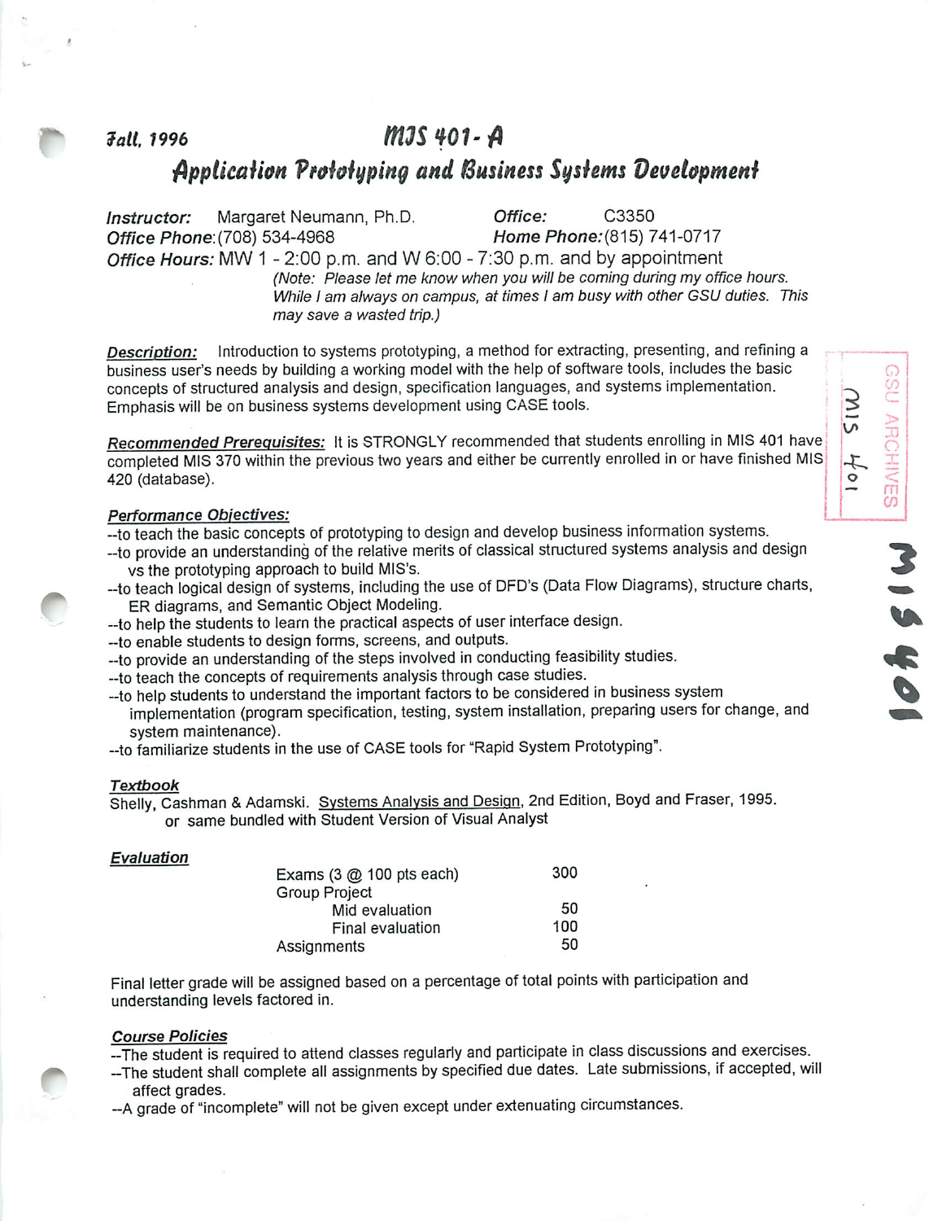Fall, 1996

# MIS 401- A

## Application Prototyping and Business Systems Development

*Instructor:* Margaret Neumann, Ph.D. *Office:* C3350
*Office Phone:* (708) 534-4968 *Home Phone:* (815) 741-0717
*Office Hours:* MW 1 - 2:00 p.m. and W 6:00 - 7:30 p.m. and by appointment
*(Note: Please let me know when you will be coming during my office hours. While I am always on campus, at times I am busy with other GSU duties. This may save a wasted trip.)*

***Description:*** Introduction to systems prototyping, a method for extracting, presenting, and refining a business user's needs by building a working model with the help of software tools, includes the basic concepts of structured analysis and design, specification languages, and systems implementation. Emphasis will be on business systems development using CASE tools.

***Recommended Prerequisites:*** It is STRONGLY recommended that students enrolling in MIS 401 have completed MIS 370 within the previous two years and either be currently enrolled in or have finished MIS 420 (database).

***Performance Objectives:***

--to teach the basic concepts of prototyping to design and develop business information systems.
--to provide an understanding of the relative merits of classical structured systems analysis and design vs the prototyping approach to build MIS's.
--to teach logical design of systems, including the use of DFD's (Data Flow Diagrams), structure charts, ER diagrams, and Semantic Object Modeling.
--to help the students to learn the practical aspects of user interface design.
--to enable students to design forms, screens, and outputs.
--to provide an understanding of the steps involved in conducting feasibility studies.
--to teach the concepts of requirements analysis through case studies.
--to help students to understand the important factors to be considered in business system implementation (program specification, testing, system installation, preparing users for change, and system maintenance).
--to familiarize students in the use of CASE tools for "Rapid System Prototyping".

***Textbook***

Shelly, Cashman & Adamski. Systems Analysis and Design, 2nd Edition, Boyd and Fraser, 1995.
or same bundled with Student Version of Visual Analyst

***Evaluation***

| | |
|---|---|
| Exams (3 @ 100 pts each) | 300 |
| Group Project | |
| Mid evaluation | 50 |
| Final evaluation | 100 |
| Assignments | 50 |

Final letter grade will be assigned based on a percentage of total points with participation and understanding levels factored in.

***Course Policies***

--The student is required to attend classes regularly and participate in class discussions and exercises.
--The student shall complete all assignments by specified due dates. Late submissions, if accepted, will affect grades.
--A grade of "incomplete" will not be given except under extenuating circumstances.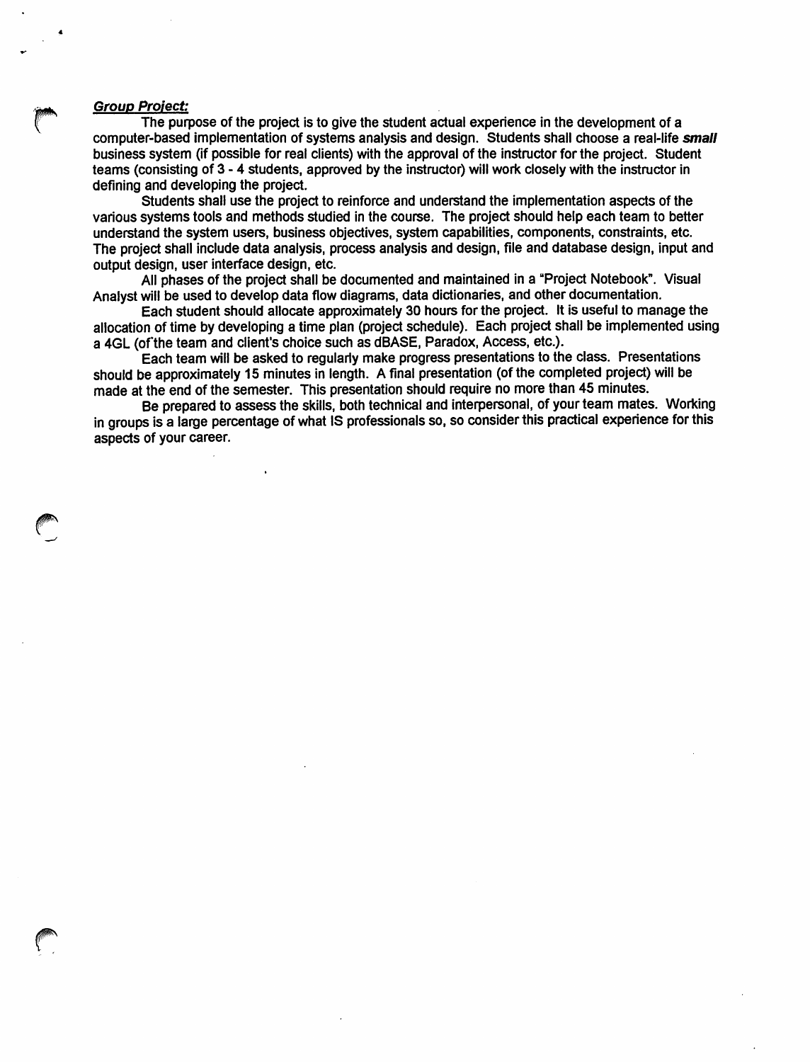***Group Project:***

The purpose of the project is to give the student actual experience in the development of a computer-based implementation of systems analysis and design. Students shall choose a real-life ***small*** business system (if possible for real clients) with the approval of the instructor for the project. Student teams (consisting of 3 - 4 students, approved by the instructor) will work closely with the instructor in defining and developing the project.

Students shall use the project to reinforce and understand the implementation aspects of the various systems tools and methods studied in the course. The project should help each team to better understand the system users, business objectives, system capabilities, components, constraints, etc. The project shall include data analysis, process analysis and design, file and database design, input and output design, user interface design, etc.

All phases of the project shall be documented and maintained in a "Project Notebook". Visual Analyst will be used to develop data flow diagrams, data dictionaries, and other documentation.

Each student should allocate approximately 30 hours for the project. It is useful to manage the allocation of time by developing a time plan (project schedule). Each project shall be implemented using a 4GL (of the team and client's choice such as dBASE, Paradox, Access, etc.).

Each team will be asked to regularly make progress presentations to the class. Presentations should be approximately 15 minutes in length. A final presentation (of the completed project) will be made at the end of the semester. This presentation should require no more than 45 minutes.

Be prepared to assess the skills, both technical and interpersonal, of your team mates. Working in groups is a large percentage of what IS professionals so, so consider this practical experience for this aspects of your career.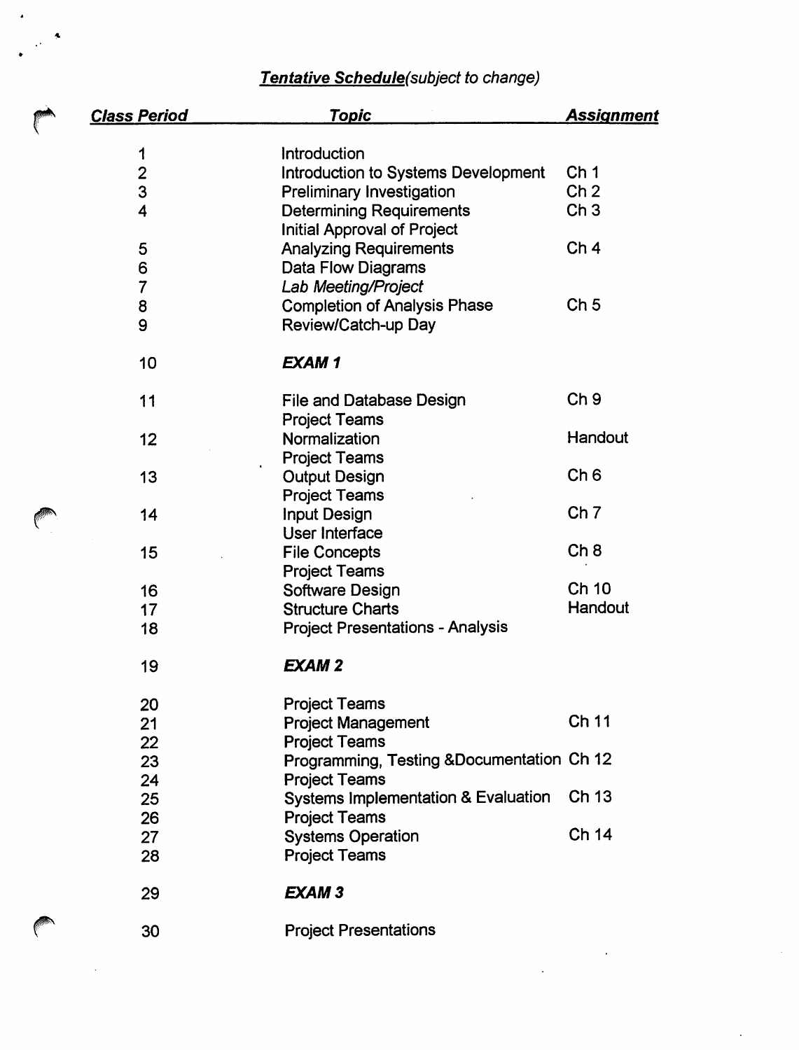***Tentative Schedule****(subject to change)*

| ***Class Period*** | ***Topic*** | ***Assignment*** |
|---|---|---|
| 1 | Introduction | |
| 2 | Introduction to Systems Development | Ch 1 |
| 3 | Preliminary Investigation | Ch 2 |
| 4 | Determining Requirements<br>Initial Approval of Project | Ch 3 |
| 5 | Analyzing Requirements | Ch 4 |
| 6 | Data Flow Diagrams | |
| 7 | *Lab Meeting/Project* | |
| 8 | Completion of Analysis Phase | Ch 5 |
| 9 | Review/Catch-up Day | |
| 10 | ***EXAM 1*** | |
| 11 | File and Database Design<br>Project Teams | Ch 9 |
| 12 | Normalization<br>Project Teams | Handout |
| 13 | Output Design<br>Project Teams | Ch 6 |
| 14 | Input Design<br>User Interface | Ch 7 |
| 15 | File Concepts<br>Project Teams | Ch 8 |
| 16 | Software Design | Ch 10 |
| 17 | Structure Charts | Handout |
| 18 | Project Presentations - Analysis | |
| 19 | ***EXAM 2*** | |
| 20 | Project Teams | |
| 21 | Project Management | Ch 11 |
| 22 | Project Teams | |
| 23 | Programming, Testing &Documentation | Ch 12 |
| 24 | Project Teams | |
| 25 | Systems Implementation & Evaluation | Ch 13 |
| 26 | Project Teams | |
| 27 | Systems Operation | Ch 14 |
| 28 | Project Teams | |
| 29 | ***EXAM 3*** | |
| 30 | Project Presentations | |